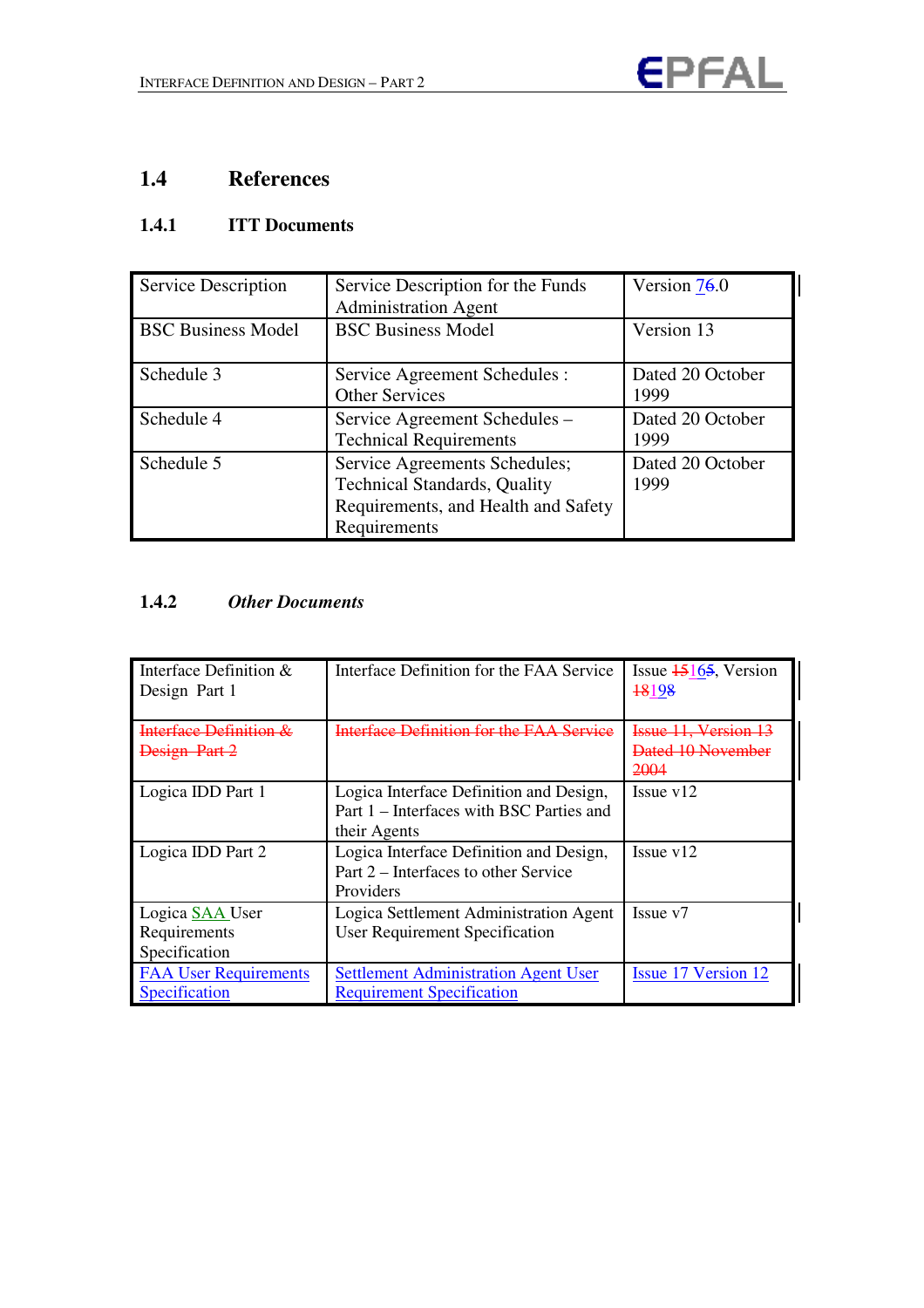## 1.4 References

### 1.4.1 ITT Documents

| | | |
|---|---|---|
| Service Description | Service Description for the Funds Administration Agent | Version 7~~6~~.0 |
| BSC Business Model | BSC Business Model | Version 13 |
| Schedule 3 | Service Agreement Schedules : Other Services | Dated 20 October 1999 |
| Schedule 4 | Service Agreement Schedules – Technical Requirements | Dated 20 October 1999 |
| Schedule 5 | Service Agreements Schedules; Technical Standards, Quality Requirements, and Health and Safety Requirements | Dated 20 October 1999 |

### 1.4.2 *Other Documents*

| | | |
|---|---|---|
| Interface Definition & Design Part 1 | Interface Definition for the FAA Service | Issue ~~15~~16~~5~~, Version ~~18~~19~~8~~ |
| ~~Interface Definition & Design Part 2~~ | ~~Interface Definition for the FAA Service~~ | ~~Issue 11, Version 13 Dated 10 November 2004~~ |
| Logica IDD Part 1 | Logica Interface Definition and Design, Part 1 – Interfaces with BSC Parties and their Agents | Issue v12 |
| Logica IDD Part 2 | Logica Interface Definition and Design, Part 2 – Interfaces to other Service Providers | Issue v12 |
| Logica SAA User Requirements Specification | Logica Settlement Administration Agent User Requirement Specification | Issue v7 |
| FAA User Requirements Specification | Settlement Administration Agent User Requirement Specification | Issue 17 Version 12 |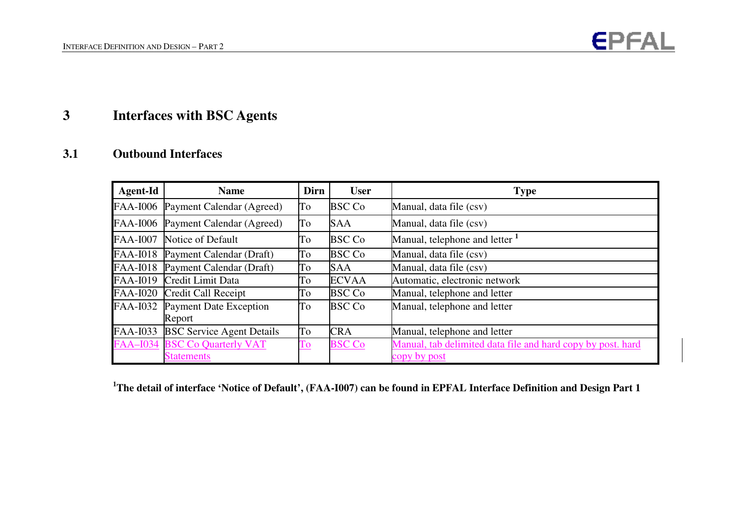# 3 Interfaces with BSC Agents

## 3.1 Outbound Interfaces

| Agent-Id | Name | Dirn | User | Type |
|---|---|---|---|---|
| FAA-I006 | Payment Calendar (Agreed) | To | BSC Co | Manual, data file (csv) |
| FAA-I006 | Payment Calendar (Agreed) | To | SAA | Manual, data file (csv) |
| FAA-I007 | Notice of Default | To | BSC Co | Manual, telephone and letter [1] |
| FAA-I018 | Payment Calendar (Draft) | To | BSC Co | Manual, data file (csv) |
| FAA-I018 | Payment Calendar (Draft) | To | SAA | Manual, data file (csv) |
| FAA-I019 | Credit Limit Data | To | ECVAA | Automatic, electronic network |
| FAA-I020 | Credit Call Receipt | To | BSC Co | Manual, telephone and letter |
| FAA-I032 | Payment Date Exception Report | To | BSC Co | Manual, telephone and letter |
| FAA-I033 | BSC Service Agent Details | To | CRA | Manual, telephone and letter |
| FAA–I034 | BSC Co Quarterly VAT Statements | To | BSC Co | Manual, tab delimited data file and hard copy by post. hard copy by post |

**[1] The detail of interface 'Notice of Default', (FAA-I007) can be found in EPFAL Interface Definition and Design Part 1**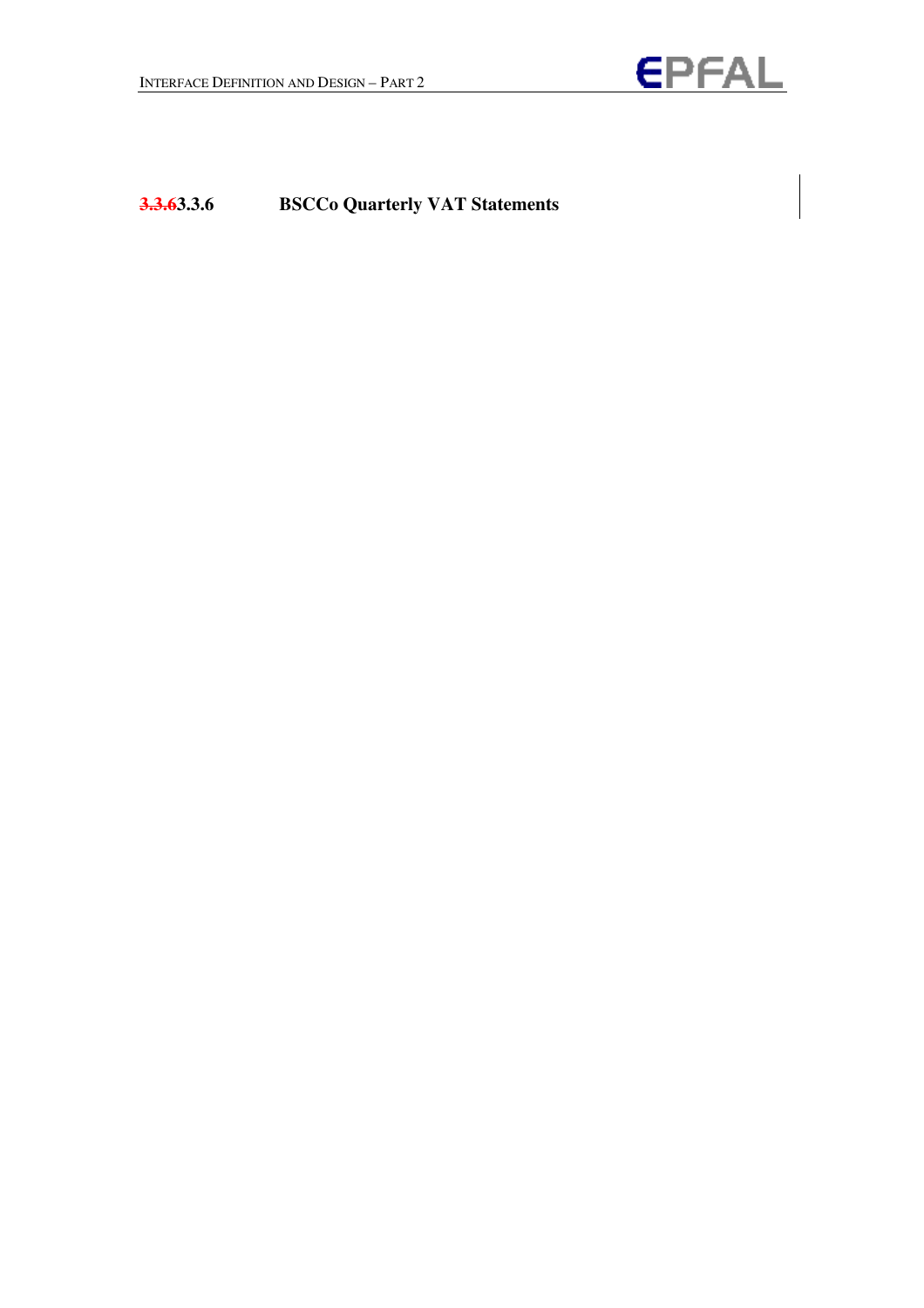### ~~3.3.6~~3.3.6 BSCCo Quarterly VAT Statements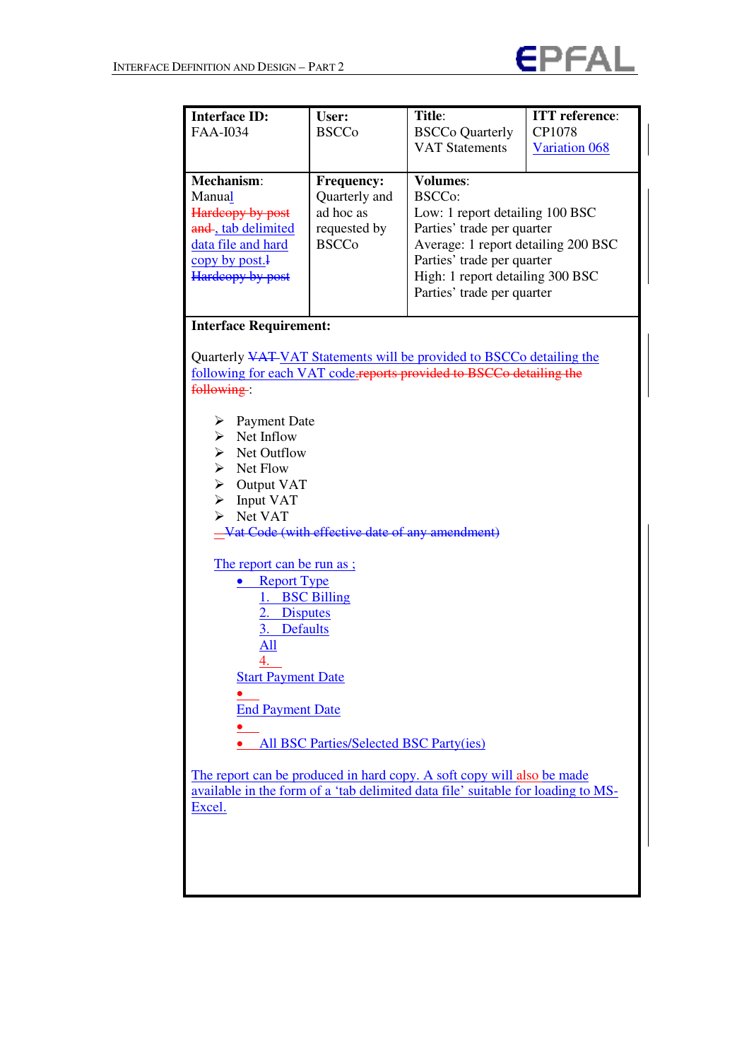| Interface ID: FAA-I034 | User: BSCCo | Title: BSCCo Quarterly VAT Statements | ITT reference: CP1078 Variation 068 |
|---|---|---|---|
| **Mechanism**: Manual ~~Hardcopy by post and~~, tab delimited data file and hard copy by post.~~1~~ ~~Hardcopy by post~~ | **Frequency:** Quarterly and ad hoc as requested by BSCCo | **Volumes**: BSCCo: Low: 1 report detailing 100 BSC Parties' trade per quarter Average: 1 report detailing 200 BSC Parties' trade per quarter High: 1 report detailing 300 BSC Parties' trade per quarter | |

**Interface Requirement:**

Quarterly ~~VAT~~ VAT Statements will be provided to BSCCo detailing the following for each VAT code.~~reports provided to BSCCo detailing the following~~:

- Payment Date
- Net Inflow
- Net Outflow
- Net Flow
- Output VAT
- Input VAT
- Net VAT

~~Vat Code (with effective date of any amendment)~~

The report can be run as ;

- Report Type
  1. BSC Billing
  2. Disputes
  3. Defaults
  4. All
- Start Payment Date
- End Payment Date
- All BSC Parties/Selected BSC Party(ies)

The report can be produced in hard copy. A soft copy will also be made available in the form of a 'tab delimited data file' suitable for loading to MS-Excel.